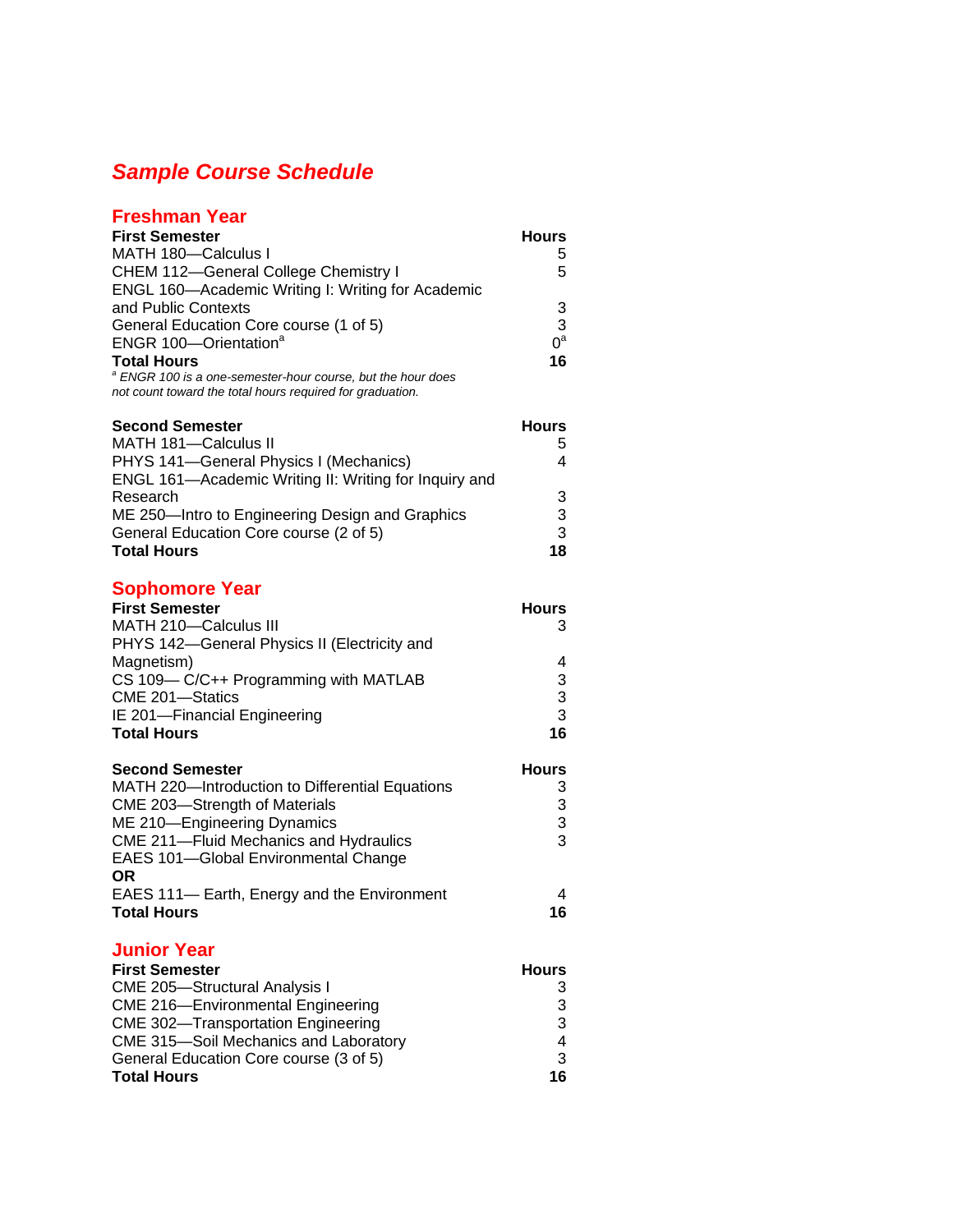# Sample Course Schedule

## Freshman Year

| First Semester | Hours |
|---|---|
| MATH 180—Calculus I | 5 |
| CHEM 112—General College Chemistry I | 5 |
| ENGL 160—Academic Writing I: Writing for Academic and Public Contexts | 3 |
| General Education Core course (1 of 5) | 3 |
| ENGR 100—Orientation[a] | 0[a] |
| **Total Hours** | **16** |

*[a] ENGR 100 is a one-semester-hour course, but the hour does not count toward the total hours required for graduation.*

| Second Semester | Hours |
|---|---|
| MATH 181—Calculus II | 5 |
| PHYS 141—General Physics I (Mechanics) | 4 |
| ENGL 161—Academic Writing II: Writing for Inquiry and Research | 3 |
| ME 250—Intro to Engineering Design and Graphics | 3 |
| General Education Core course (2 of 5) | 3 |
| **Total Hours** | **18** |

## Sophomore Year

| First Semester | Hours |
|---|---|
| MATH 210—Calculus III | 3 |
| PHYS 142—General Physics II (Electricity and Magnetism) | 4 |
| CS 109— C/C++ Programming with MATLAB | 3 |
| CME 201—Statics | 3 |
| IE 201—Financial Engineering | 3 |
| **Total Hours** | **16** |

| Second Semester | Hours |
|---|---|
| MATH 220—Introduction to Differential Equations | 3 |
| CME 203—Strength of Materials | 3 |
| ME 210—Engineering Dynamics | 3 |
| CME 211—Fluid Mechanics and Hydraulics | 3 |
| EAES 101—Global Environmental Change **OR** EAES 111— Earth, Energy and the Environment | 4 |
| **Total Hours** | **16** |

## Junior Year

| First Semester | Hours |
|---|---|
| CME 205—Structural Analysis I | 3 |
| CME 216—Environmental Engineering | 3 |
| CME 302—Transportation Engineering | 3 |
| CME 315—Soil Mechanics and Laboratory | 4 |
| General Education Core course (3 of 5) | 3 |
| **Total Hours** | **16** |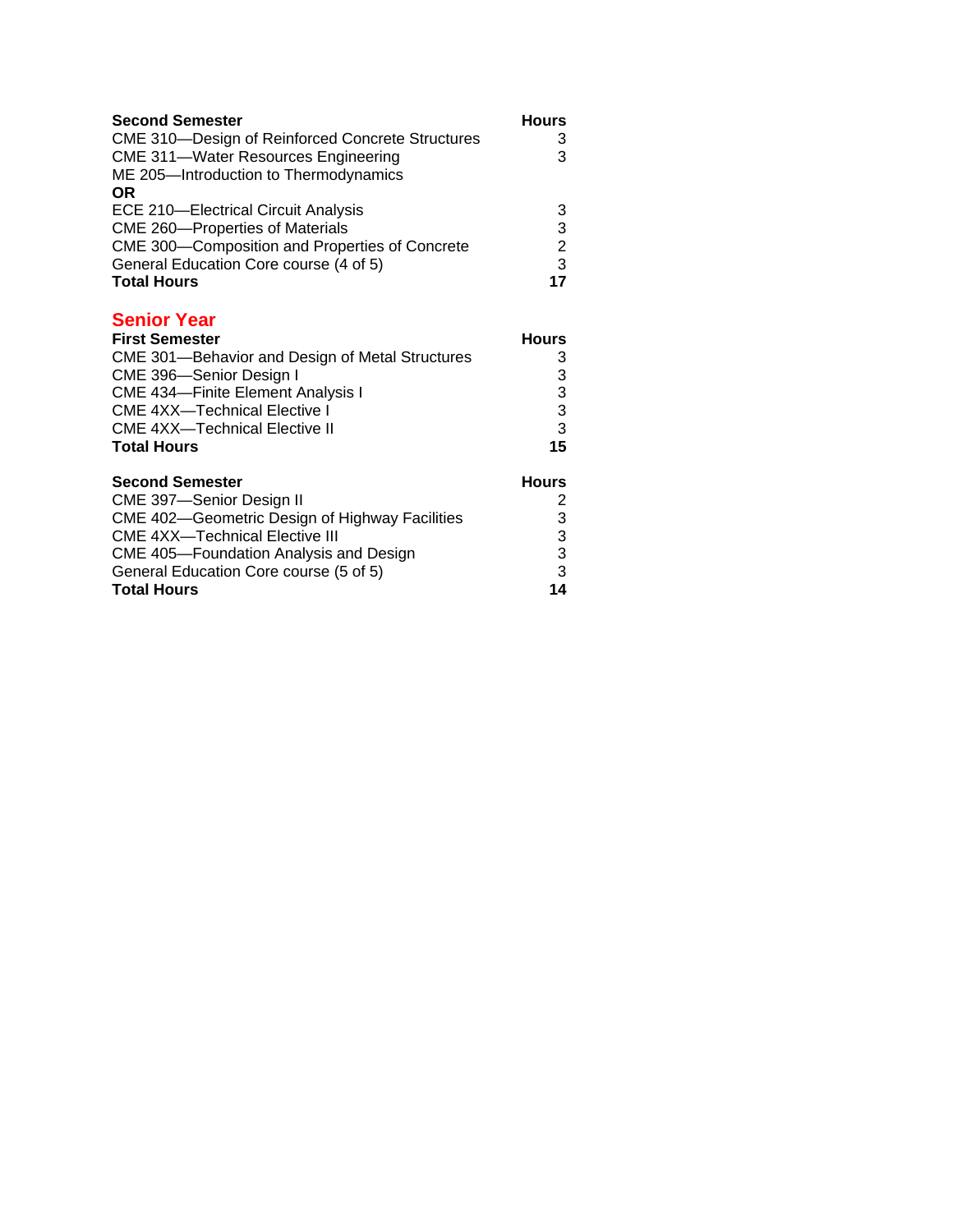| Second Semester | Hours |
| --- | --- |
| CME 310—Design of Reinforced Concrete Structures | 3 |
| CME 311—Water Resources Engineering | 3 |
| ME 205—Introduction to Thermodynamics | |
| **OR** | |
| ECE 210—Electrical Circuit Analysis | 3 |
| CME 260—Properties of Materials | 3 |
| CME 300—Composition and Properties of Concrete | 2 |
| General Education Core course (4 of 5) | 3 |
| **Total Hours** | **17** |

## Senior Year

| First Semester | Hours |
| --- | --- |
| CME 301—Behavior and Design of Metal Structures | 3 |
| CME 396—Senior Design I | 3 |
| CME 434—Finite Element Analysis I | 3 |
| CME 4XX—Technical Elective I | 3 |
| CME 4XX—Technical Elective II | 3 |
| **Total Hours** | **15** |

| Second Semester | Hours |
| --- | --- |
| CME 397—Senior Design II | 2 |
| CME 402—Geometric Design of Highway Facilities | 3 |
| CME 4XX—Technical Elective III | 3 |
| CME 405—Foundation Analysis and Design | 3 |
| General Education Core course (5 of 5) | 3 |
| **Total Hours** | **14** |